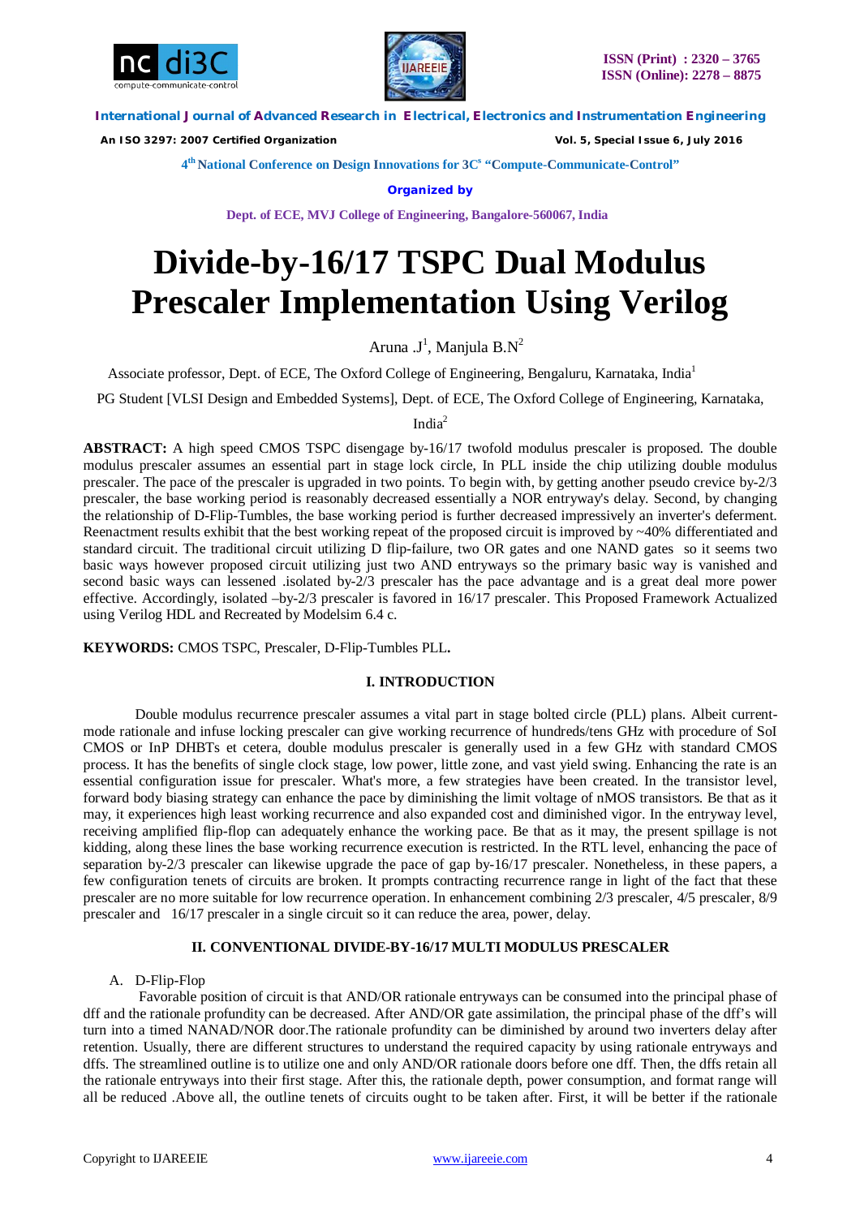# Divide-by-16/17 TSPC Dual Modulus Prescaler Implementation Using Verilog

Aruna .J[1], Manjula B.N[2]

Associate professor, Dept. of ECE, The Oxford College of Engineering, Bengaluru, Karnataka, India[1]

PG Student [VLSI Design and Embedded Systems], Dept. of ECE, The Oxford College of Engineering, Karnataka, India[2]

**ABSTRACT:** A high speed CMOS TSPC disengage by-16/17 twofold modulus prescaler is proposed. The double modulus prescaler assumes an essential part in stage lock circle, In PLL inside the chip utilizing double modulus prescaler. The pace of the prescaler is upgraded in two points. To begin with, by getting another pseudo crevice by-2/3 prescaler, the base working period is reasonably decreased essentially a NOR entryway's delay. Second, by changing the relationship of D-Flip-Tumbles, the base working period is further decreased impressively an inverter's deferment. Reenactment results exhibit that the best working repeat of the proposed circuit is improved by ~40% differentiated and standard circuit. The traditional circuit utilizing D flip-failure, two OR gates and one NAND gates so it seems two basic ways however proposed circuit utilizing just two AND entryways so the primary basic way is vanished and second basic ways can lessened .isolated by-2/3 prescaler has the pace advantage and is a great deal more power effective. Accordingly, isolated –by-2/3 prescaler is favored in 16/17 prescaler. This Proposed Framework Actualized using Verilog HDL and Recreated by Modelsim 6.4 c.

**KEYWORDS:** CMOS TSPC, Prescaler, D-Flip-Tumbles PLL**.**

## I. INTRODUCTION

Double modulus recurrence prescaler assumes a vital part in stage bolted circle (PLL) plans. Albeit current-mode rationale and infuse locking prescaler can give working recurrence of hundreds/tens GHz with procedure of SoI CMOS or InP DHBTs et cetera, double modulus prescaler is generally used in a few GHz with standard CMOS process. It has the benefits of single clock stage, low power, little zone, and vast yield swing. Enhancing the rate is an essential configuration issue for prescaler. What's more, a few strategies have been created. In the transistor level, forward body biasing strategy can enhance the pace by diminishing the limit voltage of nMOS transistors. Be that as it may, it experiences high least working recurrence and also expanded cost and diminished vigor. In the entryway level, receiving amplified flip-flop can adequately enhance the working pace. Be that as it may, the present spillage is not kidding, along these lines the base working recurrence execution is restricted. In the RTL level, enhancing the pace of separation by-2/3 prescaler can likewise upgrade the pace of gap by-16/17 prescaler. Nonetheless, in these papers, a few configuration tenets of circuits are broken. It prompts contracting recurrence range in light of the fact that these prescaler are no more suitable for low recurrence operation. In enhancement combining 2/3 prescaler, 4/5 prescaler, 8/9 prescaler and 16/17 prescaler in a single circuit so it can reduce the area, power, delay.

## II. CONVENTIONAL DIVIDE-BY-16/17 MULTI MODULUS PRESCALER

A. D-Flip-Flop

Favorable position of circuit is that AND/OR rationale entryways can be consumed into the principal phase of dff and the rationale profundity can be decreased. After AND/OR gate assimilation, the principal phase of the dff's will turn into a timed NANAD/NOR door.The rationale profundity can be diminished by around two inverters delay after retention. Usually, there are different structures to understand the required capacity by using rationale entryways and dffs. The streamlined outline is to utilize one and only AND/OR rationale doors before one dff. Then, the dffs retain all the rationale entryways into their first stage. After this, the rationale depth, power consumption, and format range will all be reduced .Above all, the outline tenets of circuits ought to be taken after. First, it will be better if the rationale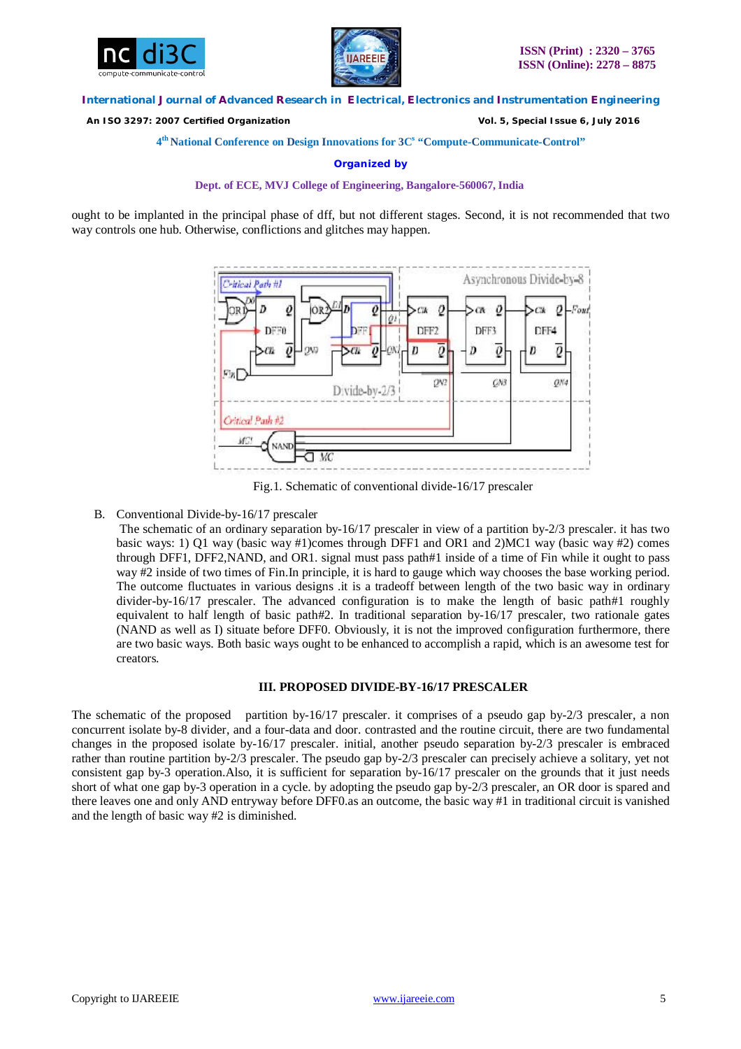ought to be implanted in the principal phase of dff, but not different stages. Second, it is not recommended that two way controls one hub. Otherwise, conflictions and glitches may happen.

Fig.1. Schematic of conventional divide-16/17 prescaler

B. Conventional Divide-by-16/17 prescaler

The schematic of an ordinary separation by-16/17 prescaler in view of a partition by-2/3 prescaler. it has two basic ways: 1) Q1 way (basic way #1)comes through DFF1 and OR1 and 2)MC1 way (basic way #2) comes through DFF1, DFF2,NAND, and OR1. signal must pass path#1 inside of a time of Fin while it ought to pass way #2 inside of two times of Fin.In principle, it is hard to gauge which way chooses the base working period. The outcome fluctuates in various designs .it is a tradeoff between length of the two basic way in ordinary divider-by-16/17 prescaler. The advanced configuration is to make the length of basic path#1 roughly equivalent to half length of basic path#2. In traditional separation by-16/17 prescaler, two rationale gates (NAND as well as I) situate before DFF0. Obviously, it is not the improved configuration furthermore, there are two basic ways. Both basic ways ought to be enhanced to accomplish a rapid, which is an awesome test for creators.

## III. PROPOSED DIVIDE-BY-16/17 PRESCALER

The schematic of the proposed partition by-16/17 prescaler. it comprises of a pseudo gap by-2/3 prescaler, a non concurrent isolate by-8 divider, and a four-data and door. contrasted and the routine circuit, there are two fundamental changes in the proposed isolate by-16/17 prescaler. initial, another pseudo separation by-2/3 prescaler is embraced rather than routine partition by-2/3 prescaler. The pseudo gap by-2/3 prescaler can precisely achieve a solitary, yet not consistent gap by-3 operation.Also, it is sufficient for separation by-16/17 prescaler on the grounds that it just needs short of what one gap by-3 operation in a cycle. by adopting the pseudo gap by-2/3 prescaler, an OR door is spared and there leaves one and only AND entryway before DFF0.as an outcome, the basic way #1 in traditional circuit is vanished and the length of basic way #2 is diminished.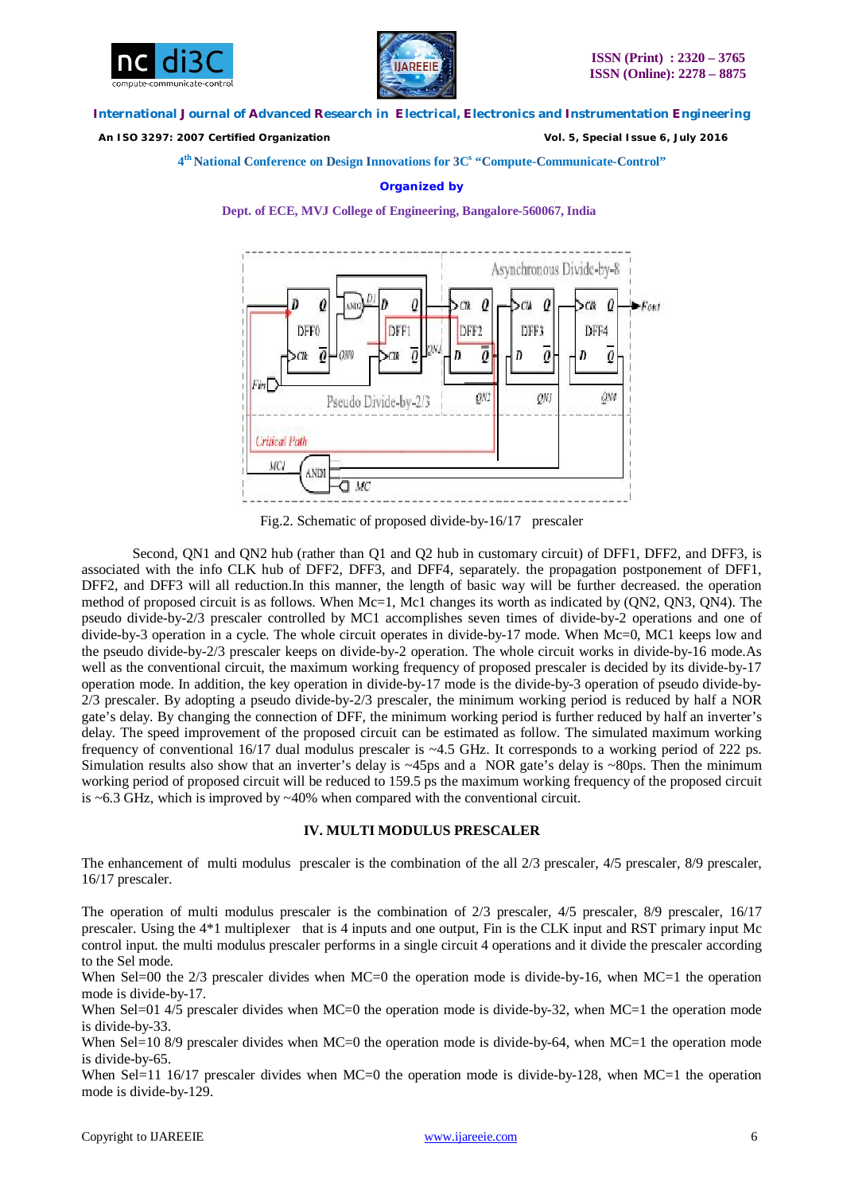Fig.2. Schematic of proposed divide-by-16/17 prescaler

Second, QN1 and QN2 hub (rather than Q1 and Q2 hub in customary circuit) of DFF1, DFF2, and DFF3, is associated with the info CLK hub of DFF2, DFF3, and DFF4, separately. the propagation postponement of DFF1, DFF2, and DFF3 will all reduction.In this manner, the length of basic way will be further decreased. the operation method of proposed circuit is as follows. When Mc=1, Mc1 changes its worth as indicated by (QN2, QN3, QN4). The pseudo divide-by-2/3 prescaler controlled by MC1 accomplishes seven times of divide-by-2 operations and one of divide-by-3 operation in a cycle. The whole circuit operates in divide-by-17 mode. When Mc=0, MC1 keeps low and the pseudo divide-by-2/3 prescaler keeps on divide-by-2 operation. The whole circuit works in divide-by-16 mode.As well as the conventional circuit, the maximum working frequency of proposed prescaler is decided by its divide-by-17 operation mode. In addition, the key operation in divide-by-17 mode is the divide-by-3 operation of pseudo divide-by-2/3 prescaler. By adopting a pseudo divide-by-2/3 prescaler, the minimum working period is reduced by half a NOR gate's delay. By changing the connection of DFF, the minimum working period is further reduced by half an inverter's delay. The speed improvement of the proposed circuit can be estimated as follow. The simulated maximum working frequency of conventional 16/17 dual modulus prescaler is ~4.5 GHz. It corresponds to a working period of 222 ps. Simulation results also show that an inverter's delay is ~45ps and a NOR gate's delay is ~80ps. Then the minimum working period of proposed circuit will be reduced to 159.5 ps the maximum working frequency of the proposed circuit is ~6.3 GHz, which is improved by ~40% when compared with the conventional circuit.

## IV. MULTI MODULUS PRESCALER

The enhancement of multi modulus prescaler is the combination of the all 2/3 prescaler, 4/5 prescaler, 8/9 prescaler, 16/17 prescaler.

The operation of multi modulus prescaler is the combination of 2/3 prescaler, 4/5 prescaler, 8/9 prescaler, 16/17 prescaler. Using the 4*1 multiplexer that is 4 inputs and one output, Fin is the CLK input and RST primary input Mc control input. the multi modulus prescaler performs in a single circuit 4 operations and it divide the prescaler according to the Sel mode.

When Sel=00 the 2/3 prescaler divides when MC=0 the operation mode is divide-by-16, when MC=1 the operation mode is divide-by-17.

When Sel=01 4/5 prescaler divides when MC=0 the operation mode is divide-by-32, when MC=1 the operation mode is divide-by-33.

When Sel=10 8/9 prescaler divides when MC=0 the operation mode is divide-by-64, when MC=1 the operation mode is divide-by-65.

When Sel=11 16/17 prescaler divides when MC=0 the operation mode is divide-by-128, when MC=1 the operation mode is divide-by-129.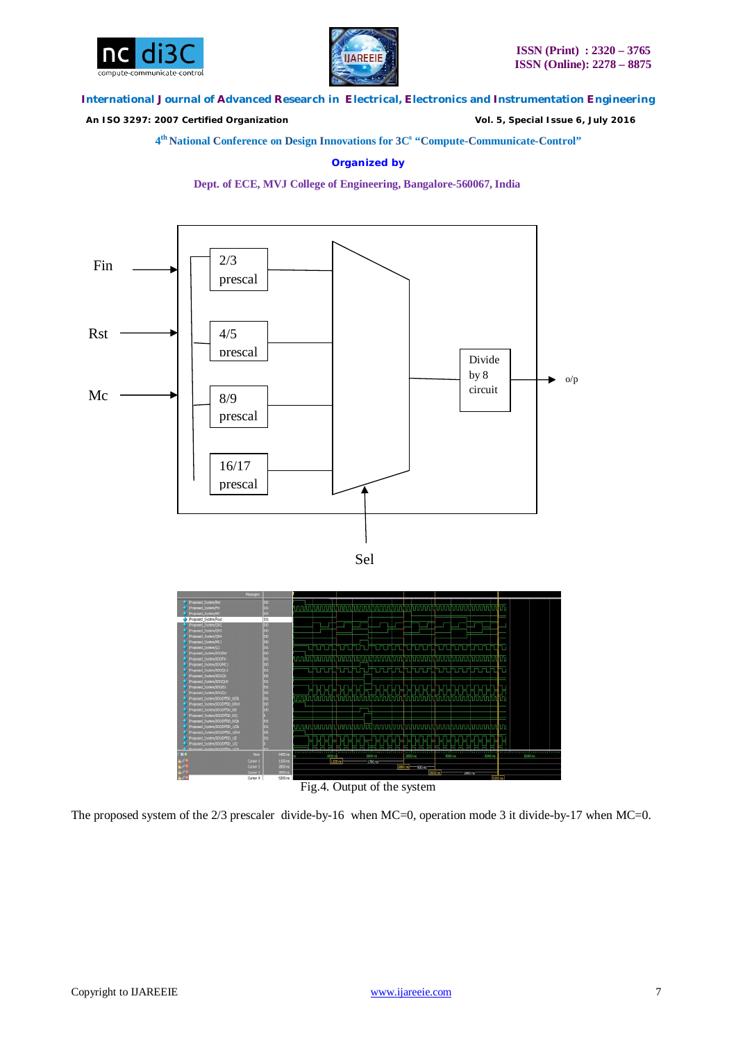Fin

Rst

Mc

2/3 prescal

4/5 prescal

8/9 prescal

16/17 prescal

Divide by 8 circuit

o/p

Sel

Fig.4. Output of the system

The proposed system of the 2/3 prescaler divide-by-16 when MC=0, operation mode 3 it divide-by-17 when MC=0.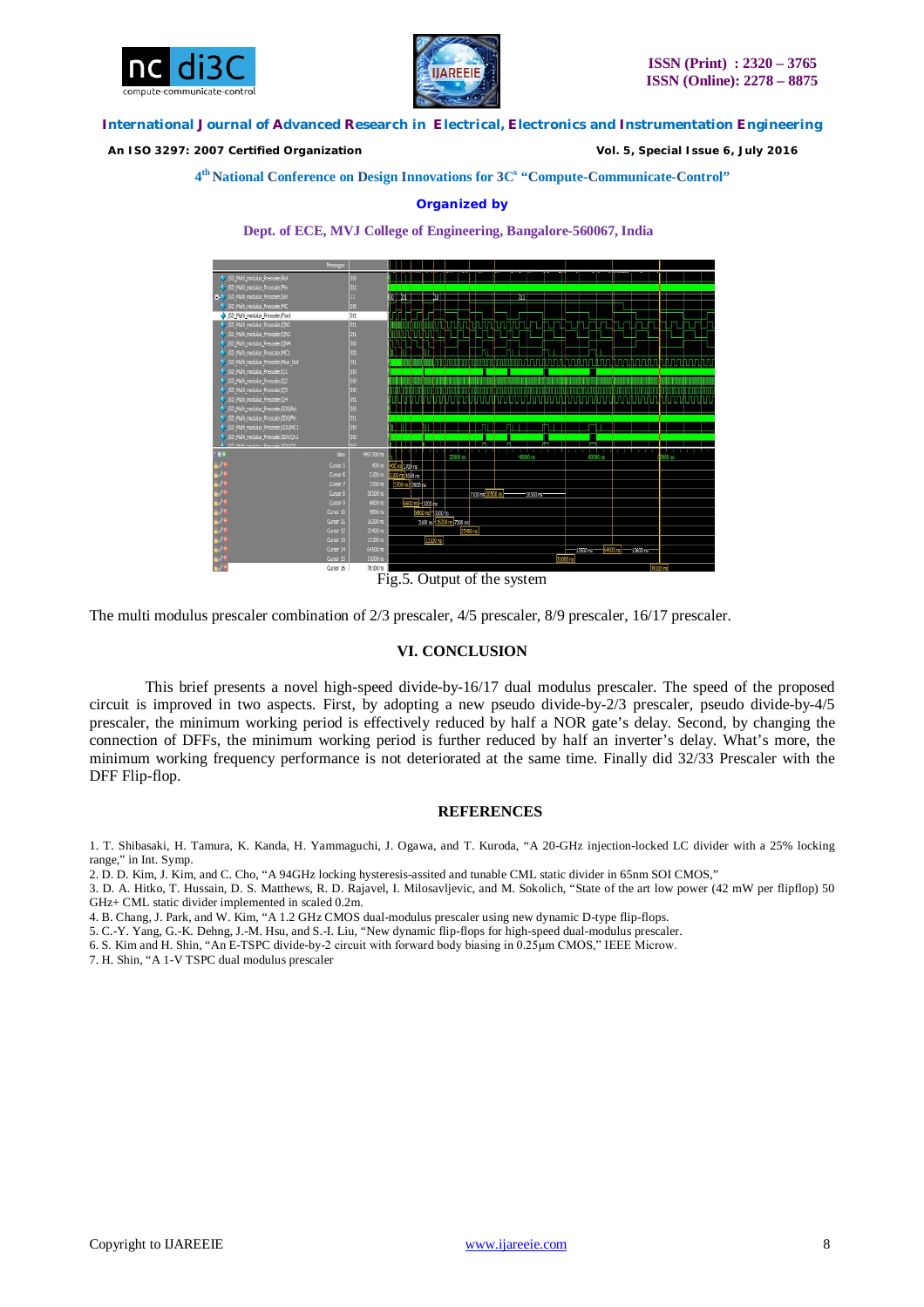Fig.5. Output of the system

The multi modulus prescaler combination of 2/3 prescaler, 4/5 prescaler, 8/9 prescaler, 16/17 prescaler.

## VI. CONCLUSION

This brief presents a novel high-speed divide-by-16/17 dual modulus prescaler. The speed of the proposed circuit is improved in two aspects. First, by adopting a new pseudo divide-by-2/3 prescaler, pseudo divide-by-4/5 prescaler, the minimum working period is effectively reduced by half a NOR gate's delay. Second, by changing the connection of DFFs, the minimum working period is further reduced by half an inverter's delay. What's more, the minimum working frequency performance is not deteriorated at the same time. Finally did 32/33 Prescaler with the DFF Flip-flop.

## REFERENCES

1. T. Shibasaki, H. Tamura, K. Kanda, H. Yammaguchi, J. Ogawa, and T. Kuroda, "A 20-GHz injection-locked LC divider with a 25% locking range," in Int. Symp.
2. D. D. Kim, J. Kim, and C. Cho, "A 94GHz locking hysteresis-assited and tunable CML static divider in 65nm SOI CMOS,"
3. D. A. Hitko, T. Hussain, D. S. Matthews, R. D. Rajavel, I. Milosavljevic, and M. Sokolich, "State of the art low power (42 mW per flipflop) 50 GHz+ CML static divider implemented in scaled 0.2m.
4. B. Chang, J. Park, and W. Kim, "A 1.2 GHz CMOS dual-modulus prescaler using new dynamic D-type flip-flops.
5. C.-Y. Yang, G.-K. Dehng, J.-M. Hsu, and S.-I. Liu, "New dynamic flip-flops for high-speed dual-modulus prescaler.
6. S. Kim and H. Shin, "An E-TSPC divide-by-2 circuit with forward body biasing in 0.25μm CMOS," IEEE Microw.
7. H. Shin, "A 1-V TSPC dual modulus prescaler